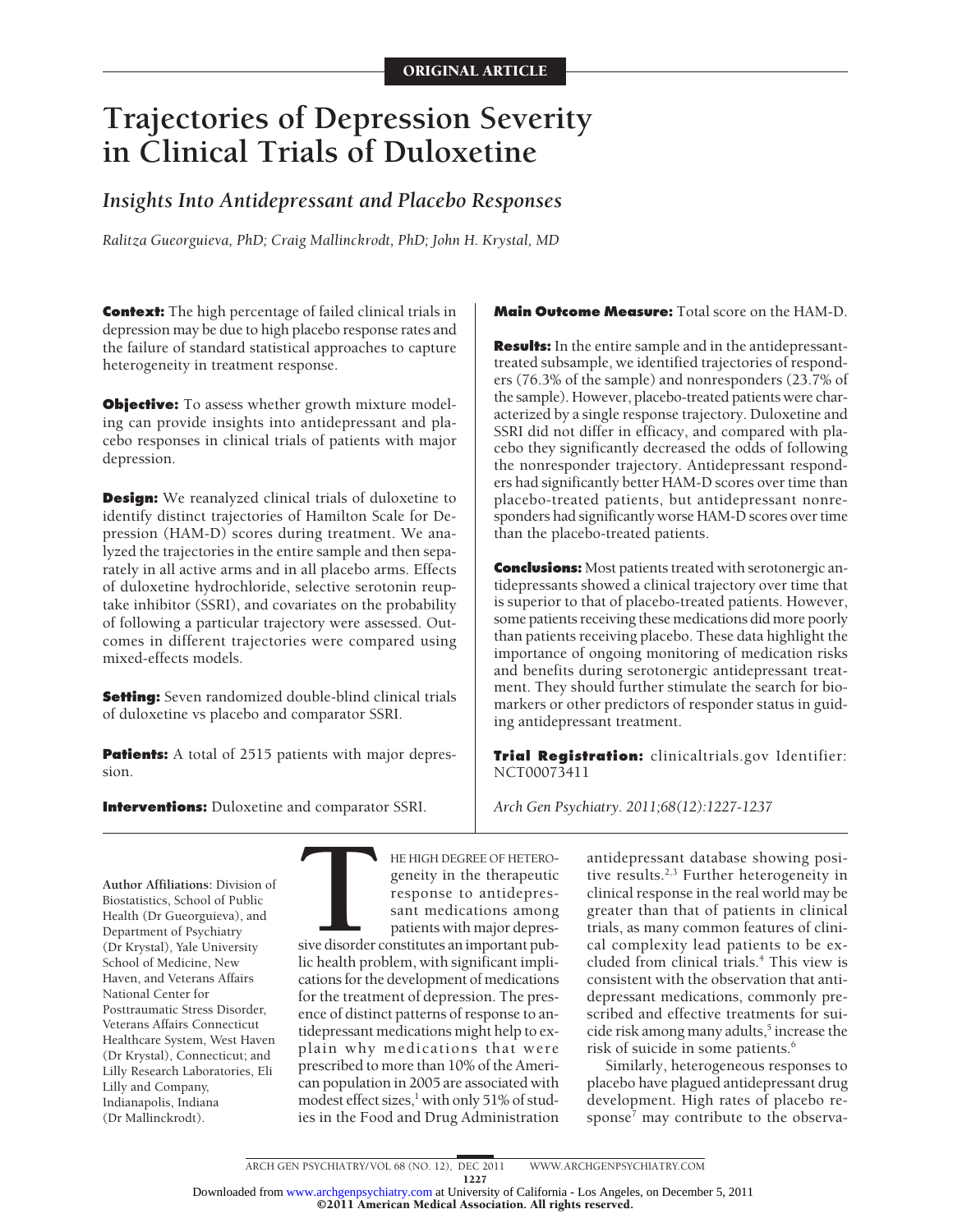ORIGINAL ARTICLE

# Trajectories of Depression Severity in Clinical Trials of Duloxetine

## Insights Into Antidepressant and Placebo Responses

*Ralitza Gueorguieva, PhD; Craig Mallinckrodt, PhD; John H. Krystal, MD*

**Context:** The high percentage of failed clinical trials in depression may be due to high placebo response rates and the failure of standard statistical approaches to capture heterogeneity in treatment response.

**Objective:** To assess whether growth mixture modeling can provide insights into antidepressant and placebo responses in clinical trials of patients with major depression.

**Design:** We reanalyzed clinical trials of duloxetine to identify distinct trajectories of Hamilton Scale for Depression (HAM-D) scores during treatment. We analyzed the trajectories in the entire sample and then separately in all active arms and in all placebo arms. Effects of duloxetine hydrochloride, selective serotonin reuptake inhibitor (SSRI), and covariates on the probability of following a particular trajectory were assessed. Outcomes in different trajectories were compared using mixed-effects models.

**Setting:** Seven randomized double-blind clinical trials of duloxetine vs placebo and comparator SSRI.

**Patients:** A total of 2515 patients with major depression.

**Interventions:** Duloxetine and comparator SSRI.

**Main Outcome Measure:** Total score on the HAM-D.

**Results:** In the entire sample and in the antidepressant-treated subsample, we identified trajectories of responders (76.3% of the sample) and nonresponders (23.7% of the sample). However, placebo-treated patients were characterized by a single response trajectory. Duloxetine and SSRI did not differ in efficacy, and compared with placebo they significantly decreased the odds of following the nonresponder trajectory. Antidepressant responders had significantly better HAM-D scores over time than placebo-treated patients, but antidepressant nonresponders had significantly worse HAM-D scores over time than the placebo-treated patients.

**Conclusions:** Most patients treated with serotonergic antidepressants showed a clinical trajectory over time that is superior to that of placebo-treated patients. However, some patients receiving these medications did more poorly than patients receiving placebo. These data highlight the importance of ongoing monitoring of medication risks and benefits during serotonergic antidepressant treatment. They should further stimulate the search for biomarkers or other predictors of responder status in guiding antidepressant treatment.

**Trial Registration:** clinicaltrials.gov Identifier: NCT00073411

*Arch Gen Psychiatry. 2011;68(12):1227-1237*

**Author Affiliations:** Division of Biostatistics, School of Public Health (Dr Gueorguieva), and Department of Psychiatry (Dr Krystal), Yale University School of Medicine, New Haven, and Veterans Affairs National Center for Posttraumatic Stress Disorder, Veterans Affairs Connecticut Healthcare System, West Haven (Dr Krystal), Connecticut; and Lilly Research Laboratories, Eli Lilly and Company, Indianapolis, Indiana (Dr Mallinckrodt).

THE HIGH DEGREE OF HETEROgeneity in the therapeutic response to antidepressant medications among patients with major depressive disorder constitutes an important public health problem, with significant implications for the development of medications for the treatment of depression. The presence of distinct patterns of response to antidepressant medications might help to explain why medications that were prescribed to more than 10% of the American population in 2005 are associated with modest effect sizes,[1] with only 51% of studies in the Food and Drug Administration antidepressant database showing positive results.[2,3] Further heterogeneity in clinical response in the real world may be greater than that of patients in clinical trials, as many common features of clinical complexity lead patients to be excluded from clinical trials.[4] This view is consistent with the observation that antidepressant medications, commonly prescribed and effective treatments for suicide risk among many adults,[5] increase the risk of suicide in some patients.[6]

Similarly, heterogeneous responses to placebo have plagued antidepressant drug development. High rates of placebo response[7] may contribute to the observa-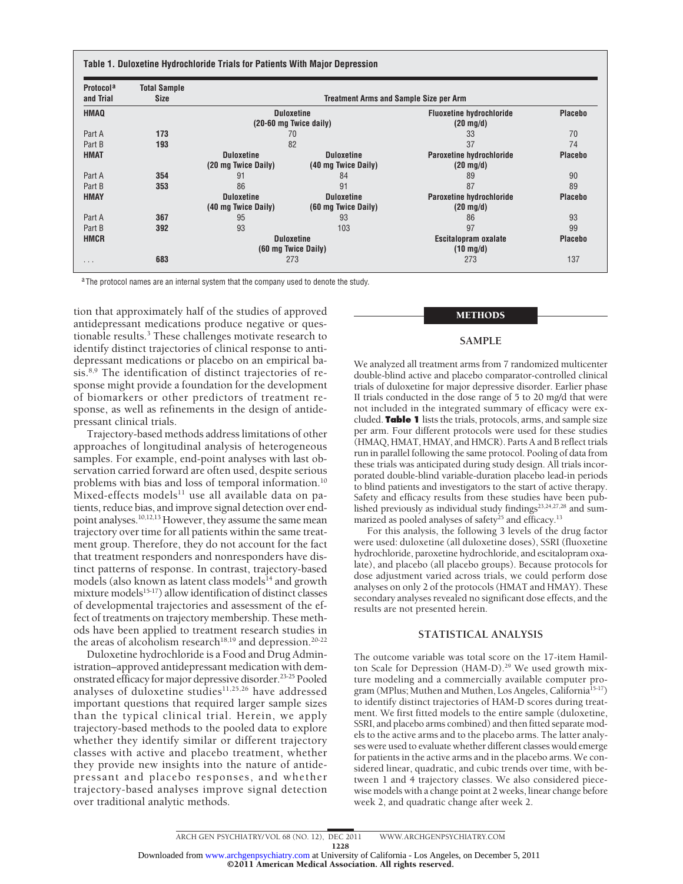**Table 1. Duloxetine Hydrochloride Trials for Patients With Major Depression**

| Protocol[a] and Trial | Total Sample Size | Treatment Arms and Sample Size per Arm | | | |
|---|---|---|---|---|---|
| **HMAQ** | | **Duloxetine (20-60 mg Twice daily)** | | **Fluoxetine hydrochloride (20 mg/d)** | **Placebo** |
| Part A | **173** | 70 | | 33 | 70 |
| Part B | **193** | 82 | | 37 | 74 |
| **HMAT** | | **Duloxetine (20 mg Twice Daily)** | **Duloxetine (40 mg Twice Daily)** | **Paroxetine hydrochloride (20 mg/d)** | **Placebo** |
| Part A | **354** | 91 | 84 | 89 | 90 |
| Part B | **353** | 86 | 91 | 87 | 89 |
| **HMAY** | | **Duloxetine (40 mg Twice Daily)** | **Duloxetine (60 mg Twice Daily)** | **Paroxetine hydrochloride (20 mg/d)** | **Placebo** |
| Part A | **367** | 95 | 93 | 86 | 93 |
| Part B | **392** | 93 | 103 | 97 | 99 |
| **HMCR** | | **Duloxetine (60 mg Twice Daily)** | | **Escitalopram oxalate (10 mg/d)** | **Placebo** |
| ... | **683** | 273 | | 273 | 137 |

[a]The protocol names are an internal system that the company used to denote the study.

tion that approximately half of the studies of approved antidepressant medications produce negative or questionable results.[3] These challenges motivate research to identify distinct trajectories of clinical response to antidepressant medications or placebo on an empirical basis.[8,9] The identification of distinct trajectories of response might provide a foundation for the development of biomarkers or other predictors of treatment response, as well as refinements in the design of antidepressant clinical trials.

Trajectory-based methods address limitations of other approaches of longitudinal analysis of heterogeneous samples. For example, end-point analyses with last observation carried forward are often used, despite serious problems with bias and loss of temporal information.[10] Mixed-effects models[11] use all available data on patients, reduce bias, and improve signal detection over endpoint analyses.[10,12,13] However, they assume the same mean trajectory over time for all patients within the same treatment group. Therefore, they do not account for the fact that treatment responders and nonresponders have distinct patterns of response. In contrast, trajectory-based models (also known as latent class models[14] and growth mixture models[15-17]) allow identification of distinct classes of developmental trajectories and assessment of the effect of treatments on trajectory membership. These methods have been applied to treatment research studies in the areas of alcoholism research[18,19] and depression.[20-22]

Duloxetine hydrochloride is a Food and Drug Administration–approved antidepressant medication with demonstrated efficacy for major depressive disorder.[23-25] Pooled analyses of duloxetine studies[11,25,26] have addressed important questions that required larger sample sizes than the typical clinical trial. Herein, we apply trajectory-based methods to the pooled data to explore whether they identify similar or different trajectory classes with active and placebo treatment, whether they provide new insights into the nature of antidepressant and placebo responses, and whether trajectory-based analyses improve signal detection over traditional analytic methods.

## METHODS

### SAMPLE

We analyzed all treatment arms from 7 randomized multicenter double-blind active and placebo comparator-controlled clinical trials of duloxetine for major depressive disorder. Earlier phase II trials conducted in the dose range of 5 to 20 mg/d that were not included in the integrated summary of efficacy were excluded. **Table 1** lists the trials, protocols, arms, and sample size per arm. Four different protocols were used for these studies (HMAQ, HMAT, HMAY, and HMCR). Parts A and B reflect trials run in parallel following the same protocol. Pooling of data from these trials was anticipated during study design. All trials incorporated double-blind variable-duration placebo lead-in periods to blind patients and investigators to the start of active therapy. Safety and efficacy results from these studies have been published previously as individual study findings[23,24,27,28] and summarized as pooled analyses of safety[25] and efficacy.[13]

For this analysis, the following 3 levels of the drug factor were used: duloxetine (all duloxetine doses), SSRI (fluoxetine hydrochloride, paroxetine hydrochloride, and escitalopram oxalate), and placebo (all placebo groups). Because protocols for dose adjustment varied across trials, we could perform dose analyses on only 2 of the protocols (HMAT and HMAY). These secondary analyses revealed no significant dose effects, and the results are not presented herein.

### STATISTICAL ANALYSIS

The outcome variable was total score on the 17-item Hamilton Scale for Depression (HAM-D).[29] We used growth mixture modeling and a commercially available computer program (MPlus; Muthen and Muthen, Los Angeles, California[15-17]) to identify distinct trajectories of HAM-D scores during treatment. We first fitted models to the entire sample (duloxetine, SSRI, and placebo arms combined) and then fitted separate models to the active arms and to the placebo arms. The latter analyses were used to evaluate whether different classes would emerge for patients in the active arms and in the placebo arms. We considered linear, quadratic, and cubic trends over time, with between 1 and 4 trajectory classes. We also considered piecewise models with a change point at 2 weeks, linear change before week 2, and quadratic change after week 2.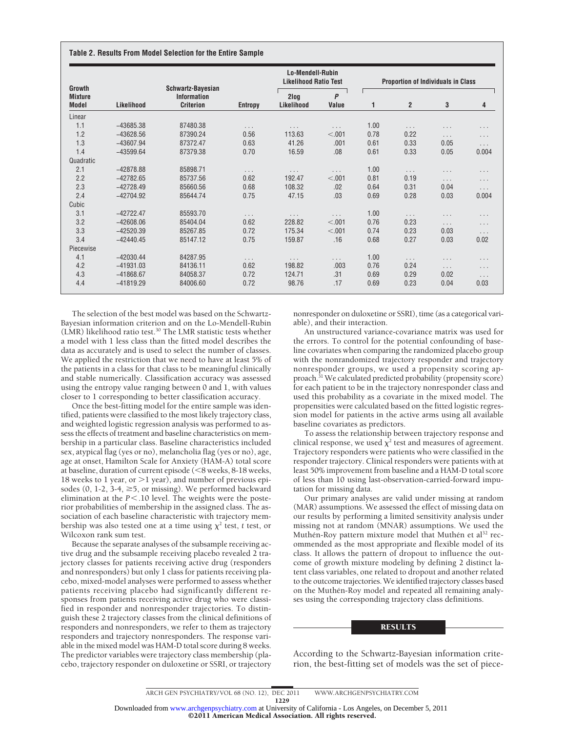**Table 2. Results From Model Selection for the Entire Sample**

| Growth Mixture Model | Likelihood | Schwartz-Bayesian Information Criterion | Entropy | Lo-Mendell-Rubin Likelihood Ratio Test: 2log Likelihood | Lo-Mendell-Rubin Likelihood Ratio Test: P Value | Proportion of Individuals in Class: 1 | 2 | 3 | 4 |
|---|---|---|---|---|---|---|---|---|---|
| Linear | | | | | | | | | |
| 1.1 | −43685.38 | 87480.38 | . . . | . . . | . . . | 1.00 | . . . | . . . | . . . |
| 1.2 | −43628.56 | 87390.24 | 0.56 | 113.63 | <.001 | 0.78 | 0.22 | . . . | . . . |
| 1.3 | −43607.94 | 87372.47 | 0.63 | 41.26 | .001 | 0.61 | 0.33 | 0.05 | . . . |
| 1.4 | −43599.64 | 87379.38 | 0.70 | 16.59 | .08 | 0.61 | 0.33 | 0.05 | 0.004 |
| Quadratic | | | | | | | | | |
| 2.1 | −42878.88 | 85898.71 | . . . | . . . | . . . | 1.00 | . . . | . . . | . . . |
| 2.2 | −42782.65 | 85737.56 | 0.62 | 192.47 | <.001 | 0.81 | 0.19 | . . . | . . . |
| 2.3 | −42728.49 | 85660.56 | 0.68 | 108.32 | .02 | 0.64 | 0.31 | 0.04 | . . . |
| 2.4 | −42704.92 | 85644.74 | 0.75 | 47.15 | .03 | 0.69 | 0.28 | 0.03 | 0.004 |
| Cubic | | | | | | | | | |
| 3.1 | −42722.47 | 85593.70 | . . . | . . . | . . . | 1.00 | . . . | . . . | . . . |
| 3.2 | −42608.06 | 85404.04 | 0.62 | 228.82 | <.001 | 0.76 | 0.23 | . . . | . . . |
| 3.3 | −42520.39 | 85267.85 | 0.72 | 175.34 | <.001 | 0.74 | 0.23 | 0.03 | . . . |
| 3.4 | −42440.45 | 85147.12 | 0.75 | 159.87 | .16 | 0.68 | 0.27 | 0.03 | 0.02 |
| Piecewise | | | | | | | | | |
| 4.1 | −42030.44 | 84287.95 | . . . | . . . | . . . | 1.00 | . . . | . . . | . . . |
| 4.2 | −41931.03 | 84136.11 | 0.62 | 198.82 | .003 | 0.76 | 0.24 | . . . | . . . |
| 4.3 | −41868.67 | 84058.37 | 0.72 | 124.71 | .31 | 0.69 | 0.29 | 0.02 | . . . |
| 4.4 | −41819.29 | 84006.60 | 0.72 | 98.76 | .17 | 0.69 | 0.23 | 0.04 | 0.03 |

The selection of the best model was based on the Schwartz-Bayesian information criterion and on the Lo-Mendell-Rubin (LMR) likelihood ratio test.[30] The LMR statistic tests whether a model with 1 less class than the fitted model describes the data as accurately and is used to select the number of classes. We applied the restriction that we need to have at least 5% of the patients in a class for that class to be meaningful clinically and stable numerically. Classification accuracy was assessed using the entropy value ranging between 0 and 1, with values closer to 1 corresponding to better classification accuracy.

Once the best-fitting model for the entire sample was identified, patients were classified to the most likely trajectory class, and weighted logistic regression analysis was performed to assess the effects of treatment and baseline characteristics on membership in a particular class. Baseline characteristics included sex, atypical flag (yes or no), melancholia flag (yes or no), age, age at onset, Hamilton Scale for Anxiety (HAM-A) total score at baseline, duration of current episode (<8 weeks, 8-18 weeks, 18 weeks to 1 year, or >1 year), and number of previous episodes (0, 1-2, 3-4, ≥5, or missing). We performed backward elimination at the $P<.10$ level. The weights were the posterior probabilities of membership in the assigned class. The association of each baseline characteristic with trajectory membership was also tested one at a time using $\chi^2$ test, $t$ test, or Wilcoxon rank sum test.

Because the separate analyses of the subsample receiving active drug and the subsample receiving placebo revealed 2 trajectory classes for patients receiving active drug (responders and nonresponders) but only 1 class for patients receiving placebo, mixed-model analyses were performed to assess whether patients receiving placebo had significantly different responses from patients receiving active drug who were classified in responder and nonresponder trajectories. To distinguish these 2 trajectory classes from the clinical definitions of responders and nonresponders, we refer to them as trajectory responders and trajectory nonresponders. The response variable in the mixed model was HAM-D total score during 8 weeks. The predictor variables were trajectory class membership (placebo, trajectory responder on duloxetine or SSRI, or trajectory nonresponder on duloxetine or SSRI), time (as a categorical variable), and their interaction.

An unstructured variance-covariance matrix was used for the errors. To control for the potential confounding of baseline covariates when comparing the randomized placebo group with the nonrandomized trajectory responder and trajectory nonresponder groups, we used a propensity scoring approach.[31] We calculated predicted probability (propensity score) for each patient to be in the trajectory nonresponder class and used this probability as a covariate in the mixed model. The propensities were calculated based on the fitted logistic regression model for patients in the active arms using all available baseline covariates as predictors.

To assess the relationship between trajectory response and clinical response, we used $\chi^2$ test and measures of agreement. Trajectory responders were patients who were classified in the responder trajectory. Clinical responders were patients with at least 50% improvement from baseline and a HAM-D total score of less than 10 using last-observation-carried-forward imputation for missing data.

Our primary analyses are valid under missing at random (MAR) assumptions. We assessed the effect of missing data on our results by performing a limited sensitivity analysis under missing not at random (MNAR) assumptions. We used the Muthén-Roy pattern mixture model that Muthén et al[32] recommended as the most appropriate and flexible model of its class. It allows the pattern of dropout to influence the outcome of growth mixture modeling by defining 2 distinct latent class variables, one related to dropout and another related to the outcome trajectories. We identified trajectory classes based on the Muthén-Roy model and repeated all remaining analyses using the corresponding trajectory class definitions.

## RESULTS

According to the Schwartz-Bayesian information criterion, the best-fitting set of models was the set of piece-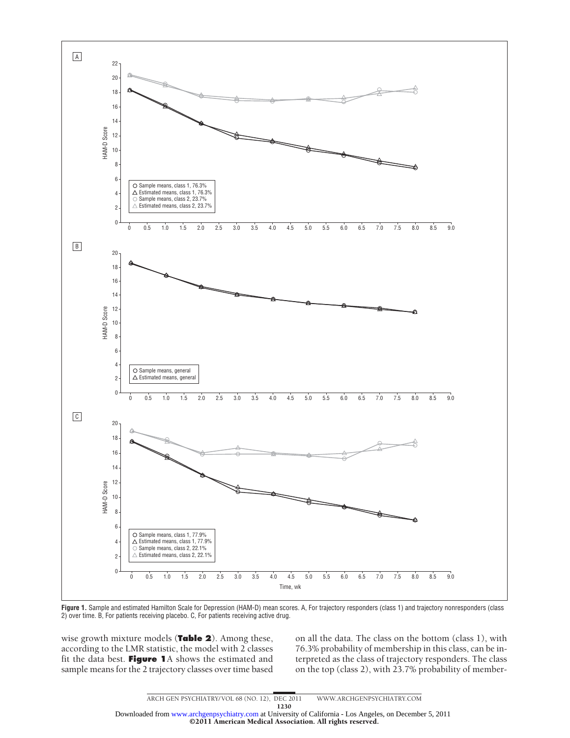**Figure 1.** Sample and estimated Hamilton Scale for Depression (HAM-D) mean scores. A, For trajectory responders (class 1) and trajectory nonresponders (class 2) over time. B, For patients receiving placebo. C, For patients receiving active drug.

wise growth mixture models (**Table 2**). Among these, according to the LMR statistic, the model with 2 classes fit the data best. **Figure 1**A shows the estimated and sample means for the 2 trajectory classes over time based on all the data. The class on the bottom (class 1), with 76.3% probability of membership in this class, can be interpreted as the class of trajectory responders. The class on the top (class 2), with 23.7% probability of member-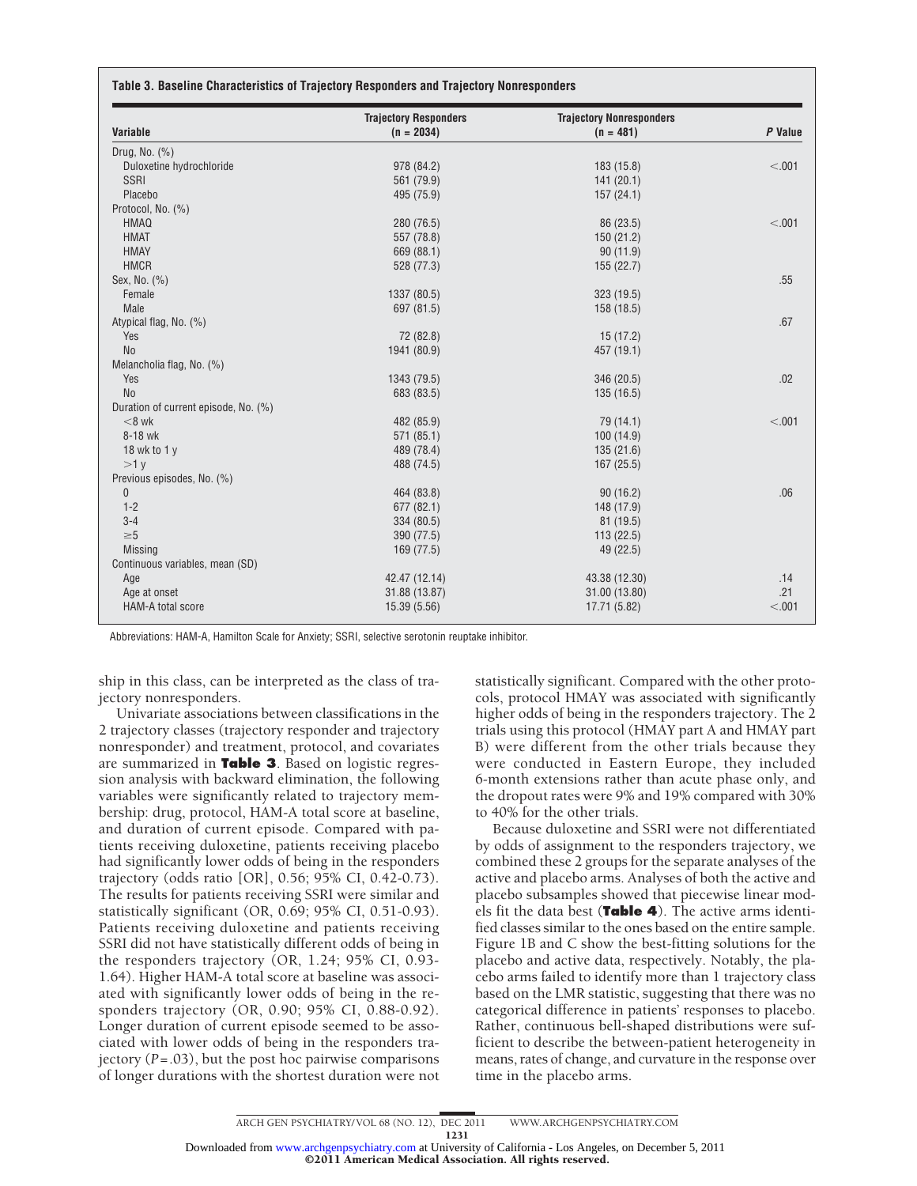**Table 3. Baseline Characteristics of Trajectory Responders and Trajectory Nonresponders**

| Variable | Trajectory Responders (n = 2034) | Trajectory Nonresponders (n = 481) | *P* Value |
|---|---|---|---|
| Drug, No. (%) | | | |
| Duloxetine hydrochloride | 978 (84.2) | 183 (15.8) | <.001 |
| SSRI | 561 (79.9) | 141 (20.1) | |
| Placebo | 495 (75.9) | 157 (24.1) | |
| Protocol, No. (%) | | | |
| HMAQ | 280 (76.5) | 86 (23.5) | <.001 |
| HMAT | 557 (78.8) | 150 (21.2) | |
| HMAY | 669 (88.1) | 90 (11.9) | |
| HMCR | 528 (77.3) | 155 (22.7) | |
| Sex, No. (%) | | | .55 |
| Female | 1337 (80.5) | 323 (19.5) | |
| Male | 697 (81.5) | 158 (18.5) | |
| Atypical flag, No. (%) | | | .67 |
| Yes | 72 (82.8) | 15 (17.2) | |
| No | 1941 (80.9) | 457 (19.1) | |
| Melancholia flag, No. (%) | | | |
| Yes | 1343 (79.5) | 346 (20.5) | .02 |
| No | 683 (83.5) | 135 (16.5) | |
| Duration of current episode, No. (%) | | | |
| <8 wk | 482 (85.9) | 79 (14.1) | <.001 |
| 8-18 wk | 571 (85.1) | 100 (14.9) | |
| 18 wk to 1 y | 489 (78.4) | 135 (21.6) | |
| >1 y | 488 (74.5) | 167 (25.5) | |
| Previous episodes, No. (%) | | | |
| 0 | 464 (83.8) | 90 (16.2) | .06 |
| 1-2 | 677 (82.1) | 148 (17.9) | |
| 3-4 | 334 (80.5) | 81 (19.5) | |
| ≥5 | 390 (77.5) | 113 (22.5) | |
| Missing | 169 (77.5) | 49 (22.5) | |
| Continuous variables, mean (SD) | | | |
| Age | 42.47 (12.14) | 43.38 (12.30) | .14 |
| Age at onset | 31.88 (13.87) | 31.00 (13.80) | .21 |
| HAM-A total score | 15.39 (5.56) | 17.71 (5.82) | <.001 |

Abbreviations: HAM-A, Hamilton Scale for Anxiety; SSRI, selective serotonin reuptake inhibitor.

ship in this class, can be interpreted as the class of trajectory nonresponders.

Univariate associations between classifications in the 2 trajectory classes (trajectory responder and trajectory nonresponder) and treatment, protocol, and covariates are summarized in **Table 3**. Based on logistic regression analysis with backward elimination, the following variables were significantly related to trajectory membership: drug, protocol, HAM-A total score at baseline, and duration of current episode. Compared with patients receiving duloxetine, patients receiving placebo had significantly lower odds of being in the responders trajectory (odds ratio [OR], 0.56; 95% CI, 0.42-0.73). The results for patients receiving SSRI were similar and statistically significant (OR, 0.69; 95% CI, 0.51-0.93). Patients receiving duloxetine and patients receiving SSRI did not have statistically different odds of being in the responders trajectory (OR, 1.24; 95% CI, 0.93-1.64). Higher HAM-A total score at baseline was associated with significantly lower odds of being in the responders trajectory (OR, 0.90; 95% CI, 0.88-0.92). Longer duration of current episode seemed to be associated with lower odds of being in the responders trajectory ($P = .03$), but the post hoc pairwise comparisons of longer durations with the shortest duration were not statistically significant. Compared with the other protocols, protocol HMAY was associated with significantly higher odds of being in the responders trajectory. The 2 trials using this protocol (HMAY part A and HMAY part B) were different from the other trials because they were conducted in Eastern Europe, they included 6-month extensions rather than acute phase only, and the dropout rates were 9% and 19% compared with 30% to 40% for the other trials.

Because duloxetine and SSRI were not differentiated by odds of assignment to the responders trajectory, we combined these 2 groups for the separate analyses of the active and placebo arms. Analyses of both the active and placebo subsamples showed that piecewise linear models fit the data best (**Table 4**). The active arms identified classes similar to the ones based on the entire sample. Figure 1B and C show the best-fitting solutions for the placebo and active data, respectively. Notably, the placebo arms failed to identify more than 1 trajectory class based on the LMR statistic, suggesting that there was no categorical difference in patients' responses to placebo. Rather, continuous bell-shaped distributions were sufficient to describe the between-patient heterogeneity in means, rates of change, and curvature in the response over time in the placebo arms.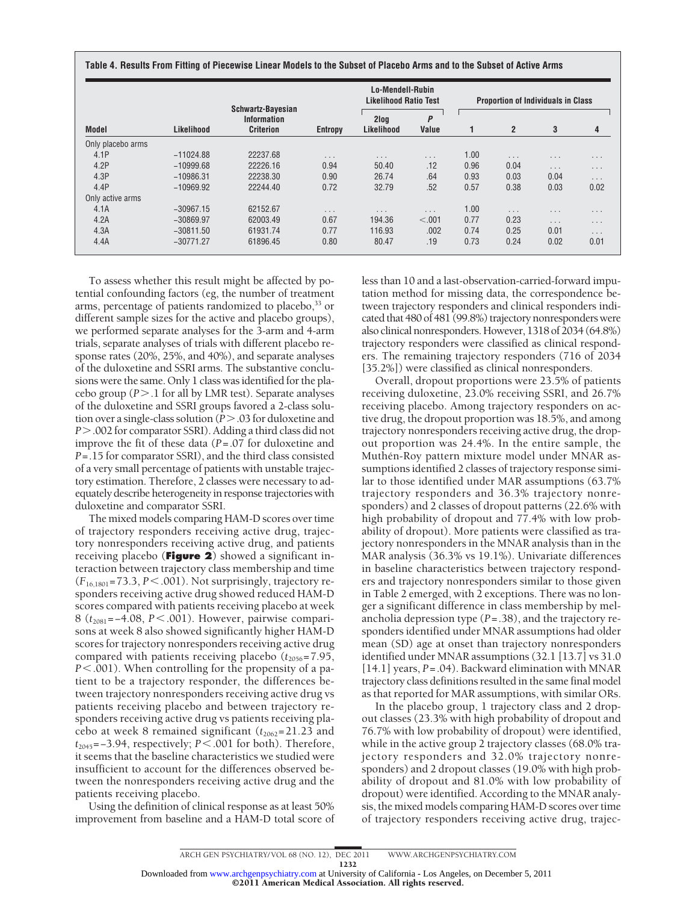**Table 4. Results From Fitting of Piecewise Linear Models to the Subset of Placebo Arms and to the Subset of Active Arms**

| Model | Likelihood | Schwartz-Bayesian Information Criterion | Entropy | Lo-Mendell-Rubin Likelihood Ratio Test | | Proportion of Individuals in Class | | | |
|---|---|---|---|---|---|---|---|---|---|
| | | | | 2log Likelihood | *P* Value | 1 | 2 | 3 | 4 |
| Only placebo arms | | | | | | | | | |
| 4.1P | −11024.88 | 22237.68 | . . . | . . . | . . . | 1.00 | . . . | . . . | . . . |
| 4.2P | −10999.68 | 22226.16 | 0.94 | 50.40 | .12 | 0.96 | 0.04 | . . . | . . . |
| 4.3P | −10986.31 | 22238.30 | 0.90 | 26.74 | .64 | 0.93 | 0.03 | 0.04 | . . . |
| 4.4P | −10969.92 | 22244.40 | 0.72 | 32.79 | .52 | 0.57 | 0.38 | 0.03 | 0.02 |
| Only active arms | | | | | | | | | |
| 4.1A | −30967.15 | 62152.67 | . . . | . . . | . . . | 1.00 | . . . | . . . | . . . |
| 4.2A | −30869.97 | 62003.49 | 0.67 | 194.36 | <.001 | 0.77 | 0.23 | . . . | . . . |
| 4.3A | −30811.50 | 61931.74 | 0.77 | 116.93 | .002 | 0.74 | 0.25 | 0.01 | . . . |
| 4.4A | −30771.27 | 61896.45 | 0.80 | 80.47 | .19 | 0.73 | 0.24 | 0.02 | 0.01 |

To assess whether this result might be affected by potential confounding factors (eg, the number of treatment arms, percentage of patients randomized to placebo,[33] or different sample sizes for the active and placebo groups), we performed separate analyses for the 3-arm and 4-arm trials, separate analyses of trials with different placebo response rates (20%, 25%, and 40%), and separate analyses of the duloxetine and SSRI arms. The substantive conclusions were the same. Only 1 class was identified for the placebo group ($P>.1$ for all by LMR test). Separate analyses of the duloxetine and SSRI groups favored a 2-class solution over a single-class solution ($P>.03$ for duloxetine and $P>.002$ for comparator SSRI). Adding a third class did not improve the fit of these data ($P=.07$ for duloxetine and $P=.15$ for comparator SSRI), and the third class consisted of a very small percentage of patients with unstable trajectory estimation. Therefore, 2 classes were necessary to adequately describe heterogeneity in response trajectories with duloxetine and comparator SSRI.

The mixed models comparing HAM-D scores over time of trajectory responders receiving active drug, trajectory nonresponders receiving active drug, and patients receiving placebo (**Figure 2**) showed a significant interaction between trajectory class membership and time ($F_{16,1801}=73.3$, $P<.001$). Not surprisingly, trajectory responders receiving active drug showed reduced HAM-D scores compared with patients receiving placebo at week 8 ($t_{2081}=-4.08$, $P<.001$). However, pairwise comparisons at week 8 also showed significantly higher HAM-D scores for trajectory nonresponders receiving active drug compared with patients receiving placebo ($t_{2056}=7.95$, $P<.001$). When controlling for the propensity of a patient to be a trajectory responder, the differences between trajectory nonresponders receiving active drug vs patients receiving placebo and between trajectory responders receiving active drug vs patients receiving placebo at week 8 remained significant ($t_{2062}=21.23$ and $t_{2045}=-3.94$, respectively; $P<.001$ for both). Therefore, it seems that the baseline characteristics we studied were insufficient to account for the differences observed between the nonresponders receiving active drug and the patients receiving placebo.

Using the definition of clinical response as at least 50% improvement from baseline and a HAM-D total score of less than 10 and a last-observation-carried-forward imputation method for missing data, the correspondence between trajectory responders and clinical responders indicated that 480 of 481 (99.8%) trajectory nonresponders were also clinical nonresponders. However, 1318 of 2034 (64.8%) trajectory responders were classified as clinical responders. The remaining trajectory responders (716 of 2034 [35.2%]) were classified as clinical nonresponders.

Overall, dropout proportions were 23.5% of patients receiving duloxetine, 23.0% receiving SSRI, and 26.7% receiving placebo. Among trajectory responders on active drug, the dropout proportion was 18.5%, and among trajectory nonresponders receiving active drug, the dropout proportion was 24.4%. In the entire sample, the Muthén-Roy pattern mixture model under MNAR assumptions identified 2 classes of trajectory response similar to those identified under MAR assumptions (63.7% trajectory responders and 36.3% trajectory nonresponders) and 2 classes of dropout patterns (22.6% with high probability of dropout and 77.4% with low probability of dropout). More patients were classified as trajectory nonresponders in the MNAR analysis than in the MAR analysis (36.3% vs 19.1%). Univariate differences in baseline characteristics between trajectory responders and trajectory nonresponders similar to those given in Table 2 emerged, with 2 exceptions. There was no longer a significant difference in class membership by melancholia depression type ($P=.38$), and the trajectory responders identified under MNAR assumptions had older mean (SD) age at onset than trajectory nonresponders identified under MNAR assumptions (32.1 [13.7] vs 31.0 [14.1] years, $P=.04$). Backward elimination with MNAR trajectory class definitions resulted in the same final model as that reported for MAR assumptions, with similar ORs.

In the placebo group, 1 trajectory class and 2 dropout classes (23.3% with high probability of dropout and 76.7% with low probability of dropout) were identified, while in the active group 2 trajectory classes (68.0% trajectory responders and 32.0% trajectory nonresponders) and 2 dropout classes (19.0% with high probability of dropout and 81.0% with low probability of dropout) were identified. According to the MNAR analysis, the mixed models comparing HAM-D scores over time of trajectory responders receiving active drug, trajec-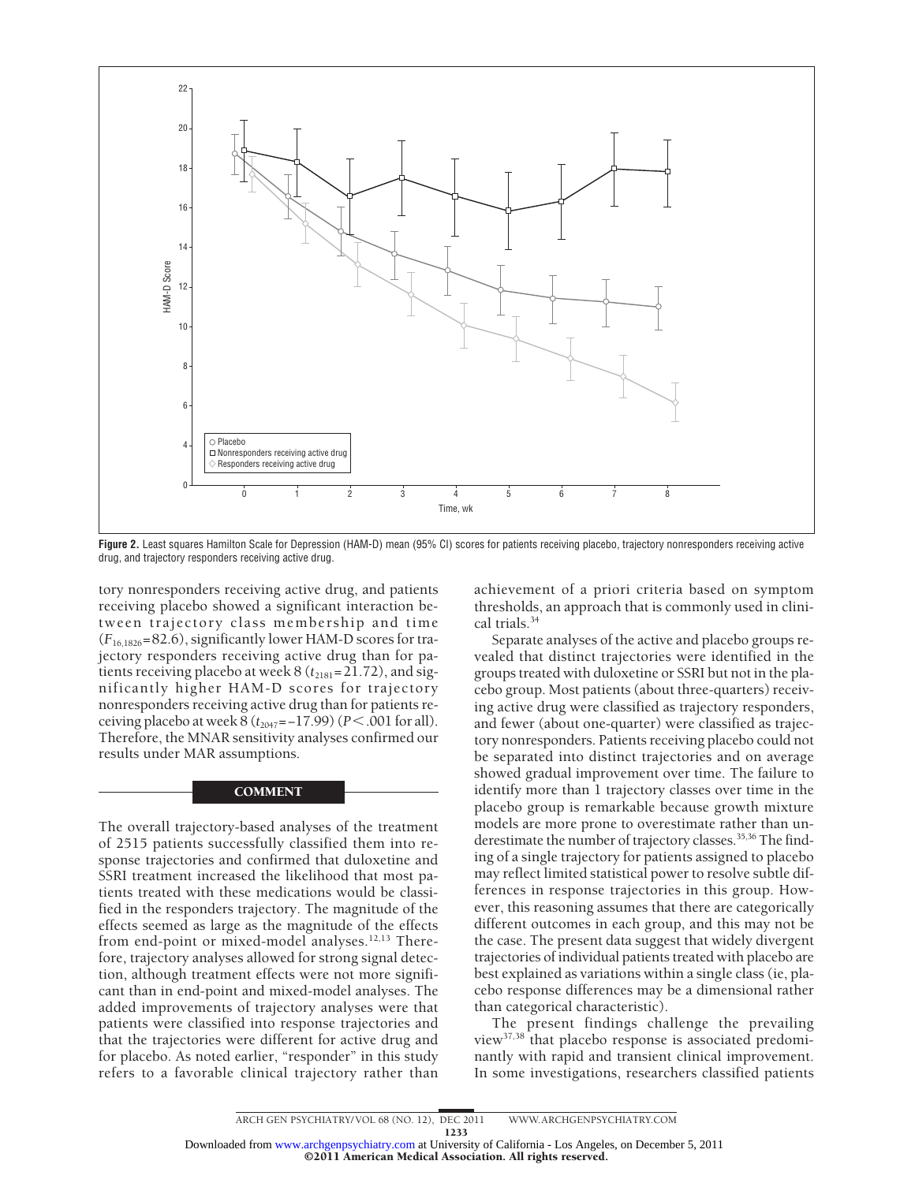Figure 2. Least squares Hamilton Scale for Depression (HAM-D) mean (95% CI) scores for patients receiving placebo, trajectory nonresponders receiving active drug, and trajectory responders receiving active drug.

tory nonresponders receiving active drug, and patients receiving placebo showed a significant interaction between trajectory class membership and time ($F_{16,1826}$=82.6), significantly lower HAM-D scores for trajectory responders receiving active drug than for patients receiving placebo at week 8 ($t_{2181}$=21.72), and significantly higher HAM-D scores for trajectory nonresponders receiving active drug than for patients receiving placebo at week 8 ($t_{2047}$=−17.99) ($P<.001$ for all). Therefore, the MNAR sensitivity analyses confirmed our results under MAR assumptions.

## COMMENT

The overall trajectory-based analyses of the treatment of 2515 patients successfully classified them into response trajectories and confirmed that duloxetine and SSRI treatment increased the likelihood that most patients treated with these medications would be classified in the responders trajectory. The magnitude of the effects seemed as large as the magnitude of the effects from end-point or mixed-model analyses.[12,13] Therefore, trajectory analyses allowed for strong signal detection, although treatment effects were not more significant than in end-point and mixed-model analyses. The added improvements of trajectory analyses were that patients were classified into response trajectories and that the trajectories were different for active drug and for placebo. As noted earlier, "responder" in this study refers to a favorable clinical trajectory rather than achievement of a priori criteria based on symptom thresholds, an approach that is commonly used in clinical trials.[34]

Separate analyses of the active and placebo groups revealed that distinct trajectories were identified in the groups treated with duloxetine or SSRI but not in the placebo group. Most patients (about three-quarters) receiving active drug were classified as trajectory responders, and fewer (about one-quarter) were classified as trajectory nonresponders. Patients receiving placebo could not be separated into distinct trajectories and on average showed gradual improvement over time. The failure to identify more than 1 trajectory classes over time in the placebo group is remarkable because growth mixture models are more prone to overestimate rather than underestimate the number of trajectory classes.[35,36] The finding of a single trajectory for patients assigned to placebo may reflect limited statistical power to resolve subtle differences in response trajectories in this group. However, this reasoning assumes that there are categorically different outcomes in each group, and this may not be the case. The present data suggest that widely divergent trajectories of individual patients treated with placebo are best explained as variations within a single class (ie, placebo response differences may be a dimensional rather than categorical characteristic).

The present findings challenge the prevailing view[37,38] that placebo response is associated predominantly with rapid and transient clinical improvement. In some investigations, researchers classified patients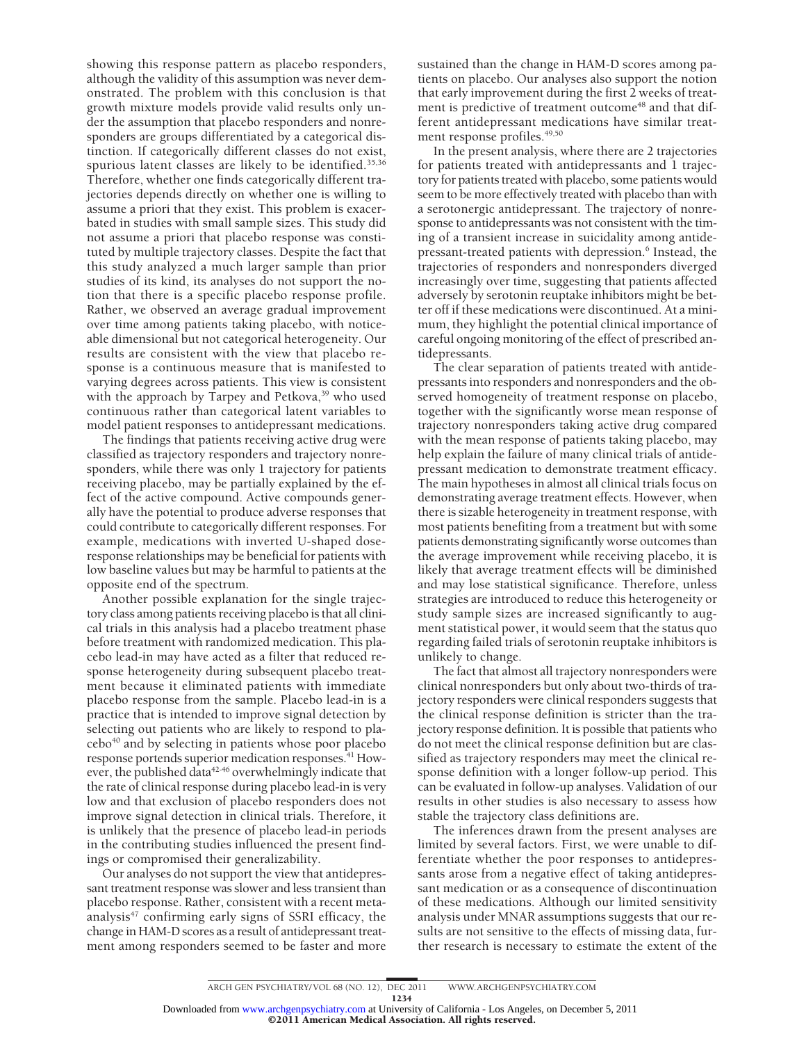showing this response pattern as placebo responders, although the validity of this assumption was never demonstrated. The problem with this conclusion is that growth mixture models provide valid results only under the assumption that placebo responders and nonresponders are groups differentiated by a categorical distinction. If categorically different classes do not exist, spurious latent classes are likely to be identified.[35,36] Therefore, whether one finds categorically different trajectories depends directly on whether one is willing to assume a priori that they exist. This problem is exacerbated in studies with small sample sizes. This study did not assume a priori that placebo response was constituted by multiple trajectory classes. Despite the fact that this study analyzed a much larger sample than prior studies of its kind, its analyses do not support the notion that there is a specific placebo response profile. Rather, we observed an average gradual improvement over time among patients taking placebo, with noticeable dimensional but not categorical heterogeneity. Our results are consistent with the view that placebo response is a continuous measure that is manifested to varying degrees across patients. This view is consistent with the approach by Tarpey and Petkova,[39] who used continuous rather than categorical latent variables to model patient responses to antidepressant medications.

The findings that patients receiving active drug were classified as trajectory responders and trajectory nonresponders, while there was only 1 trajectory for patients receiving placebo, may be partially explained by the effect of the active compound. Active compounds generally have the potential to produce adverse responses that could contribute to categorically different responses. For example, medications with inverted U-shaped dose-response relationships may be beneficial for patients with low baseline values but may be harmful to patients at the opposite end of the spectrum.

Another possible explanation for the single trajectory class among patients receiving placebo is that all clinical trials in this analysis had a placebo treatment phase before treatment with randomized medication. This placebo lead-in may have acted as a filter that reduced response heterogeneity during subsequent placebo treatment because it eliminated patients with immediate placebo response from the sample. Placebo lead-in is a practice that is intended to improve signal detection by selecting out patients who are likely to respond to placebo[40] and by selecting in patients whose poor placebo response portends superior medication responses.[41] However, the published data[42-46] overwhelmingly indicate that the rate of clinical response during placebo lead-in is very low and that exclusion of placebo responders does not improve signal detection in clinical trials. Therefore, it is unlikely that the presence of placebo lead-in periods in the contributing studies influenced the present findings or compromised their generalizability.

Our analyses do not support the view that antidepressant treatment response was slower and less transient than placebo response. Rather, consistent with a recent meta-analysis[47] confirming early signs of SSRI efficacy, the change in HAM-D scores as a result of antidepressant treatment among responders seemed to be faster and more sustained than the change in HAM-D scores among patients on placebo. Our analyses also support the notion that early improvement during the first 2 weeks of treatment is predictive of treatment outcome[48] and that different antidepressant medications have similar treatment response profiles.[49,50]

In the present analysis, where there are 2 trajectories for patients treated with antidepressants and 1 trajectory for patients treated with placebo, some patients would seem to be more effectively treated with placebo than with a serotonergic antidepressant. The trajectory of nonresponse to antidepressants was not consistent with the timing of a transient increase in suicidality among antidepressant-treated patients with depression.[6] Instead, the trajectories of responders and nonresponders diverged increasingly over time, suggesting that patients affected adversely by serotonin reuptake inhibitors might be better off if these medications were discontinued. At a minimum, they highlight the potential clinical importance of careful ongoing monitoring of the effect of prescribed antidepressants.

The clear separation of patients treated with antidepressants into responders and nonresponders and the observed homogeneity of treatment response on placebo, together with the significantly worse mean response of trajectory nonresponders taking active drug compared with the mean response of patients taking placebo, may help explain the failure of many clinical trials of antidepressant medication to demonstrate treatment efficacy. The main hypotheses in almost all clinical trials focus on demonstrating average treatment effects. However, when there is sizable heterogeneity in treatment response, with most patients benefiting from a treatment but with some patients demonstrating significantly worse outcomes than the average improvement while receiving placebo, it is likely that average treatment effects will be diminished and may lose statistical significance. Therefore, unless strategies are introduced to reduce this heterogeneity or study sample sizes are increased significantly to augment statistical power, it would seem that the status quo regarding failed trials of serotonin reuptake inhibitors is unlikely to change.

The fact that almost all trajectory nonresponders were clinical nonresponders but only about two-thirds of trajectory responders were clinical responders suggests that the clinical response definition is stricter than the trajectory response definition. It is possible that patients who do not meet the clinical response definition but are classified as trajectory responders may meet the clinical response definition with a longer follow-up period. This can be evaluated in follow-up analyses. Validation of our results in other studies is also necessary to assess how stable the trajectory class definitions are.

The inferences drawn from the present analyses are limited by several factors. First, we were unable to differentiate whether the poor responses to antidepressants arose from a negative effect of taking antidepressant medication or as a consequence of discontinuation of these medications. Although our limited sensitivity analysis under MNAR assumptions suggests that our results are not sensitive to the effects of missing data, further research is necessary to estimate the extent of the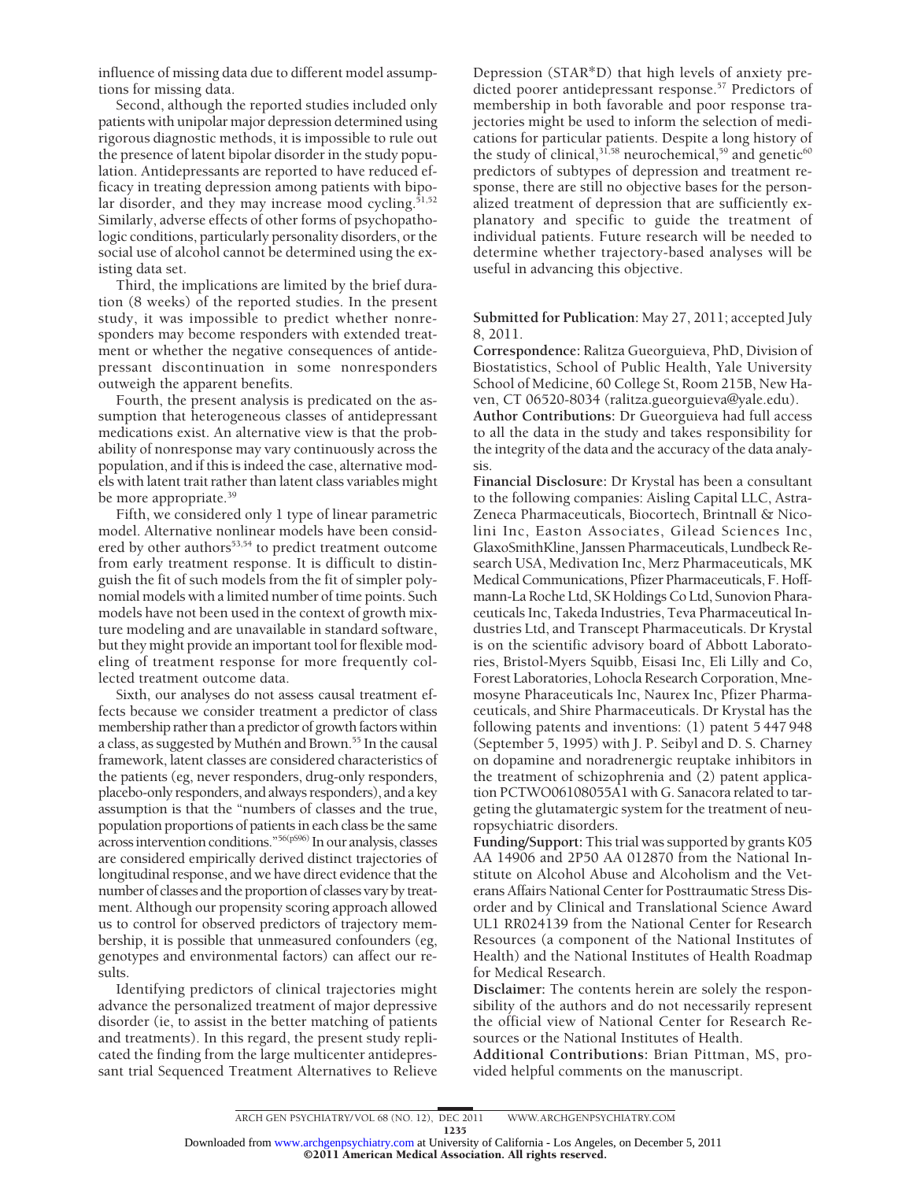influence of missing data due to different model assumptions for missing data.

Second, although the reported studies included only patients with unipolar major depression determined using rigorous diagnostic methods, it is impossible to rule out the presence of latent bipolar disorder in the study population. Antidepressants are reported to have reduced efficacy in treating depression among patients with bipolar disorder, and they may increase mood cycling.[51,52] Similarly, adverse effects of other forms of psychopathologic conditions, particularly personality disorders, or the social use of alcohol cannot be determined using the existing data set.

Third, the implications are limited by the brief duration (8 weeks) of the reported studies. In the present study, it was impossible to predict whether nonresponders may become responders with extended treatment or whether the negative consequences of antidepressant discontinuation in some nonresponders outweigh the apparent benefits.

Fourth, the present analysis is predicated on the assumption that heterogeneous classes of antidepressant medications exist. An alternative view is that the probability of nonresponse may vary continuously across the population, and if this is indeed the case, alternative models with latent trait rather than latent class variables might be more appropriate.[39]

Fifth, we considered only 1 type of linear parametric model. Alternative nonlinear models have been considered by other authors[53,54] to predict treatment outcome from early treatment response. It is difficult to distinguish the fit of such models from the fit of simpler polynomial models with a limited number of time points. Such models have not been used in the context of growth mixture modeling and are unavailable in standard software, but they might provide an important tool for flexible modeling of treatment response for more frequently collected treatment outcome data.

Sixth, our analyses do not assess causal treatment effects because we consider treatment a predictor of class membership rather than a predictor of growth factors within a class, as suggested by Muthén and Brown.[55] In the causal framework, latent classes are considered characteristics of the patients (eg, never responders, drug-only responders, placebo-only responders, and always responders), and a key assumption is that the "numbers of classes and the true, population proportions of patients in each class be the same across intervention conditions."[56(pS96)] In our analysis, classes are considered empirically derived distinct trajectories of longitudinal response, and we have direct evidence that the number of classes and the proportion of classes vary by treatment. Although our propensity scoring approach allowed us to control for observed predictors of trajectory membership, it is possible that unmeasured confounders (eg, genotypes and environmental factors) can affect our results.

Identifying predictors of clinical trajectories might advance the personalized treatment of major depressive disorder (ie, to assist in the better matching of patients and treatments). In this regard, the present study replicated the finding from the large multicenter antidepressant trial Sequenced Treatment Alternatives to Relieve Depression (STAR*D) that high levels of anxiety predicted poorer antidepressant response.[57] Predictors of membership in both favorable and poor response trajectories might be used to inform the selection of medications for particular patients. Despite a long history of the study of clinical,[31,58] neurochemical,[59] and genetic[60] predictors of subtypes of depression and treatment response, there are still no objective bases for the personalized treatment of depression that are sufficiently explanatory and specific to guide the treatment of individual patients. Future research will be needed to determine whether trajectory-based analyses will be useful in advancing this objective.

**Submitted for Publication:** May 27, 2011; accepted July 8, 2011.

**Correspondence:** Ralitza Gueorguieva, PhD, Division of Biostatistics, School of Public Health, Yale University School of Medicine, 60 College St, Room 215B, New Haven, CT 06520-8034 (ralitza.gueorguieva@yale.edu).

**Author Contributions:** Dr Gueorguieva had full access to all the data in the study and takes responsibility for the integrity of the data and the accuracy of the data analysis.

**Financial Disclosure:** Dr Krystal has been a consultant to the following companies: Aisling Capital LLC, AstraZeneca Pharmaceuticals, Biocortech, Brintnall & Nicolini Inc, Easton Associates, Gilead Sciences Inc, GlaxoSmithKline, Janssen Pharmaceuticals, Lundbeck Research USA, Medivation Inc, Merz Pharmaceuticals, MK Medical Communications, Pfizer Pharmaceuticals, F. Hoffmann-La Roche Ltd, SK Holdings Co Ltd, Sunovion Pharaceuticals Inc, Takeda Industries, Teva Pharmaceutical Industries Ltd, and Transcept Pharmaceuticals. Dr Krystal is on the scientific advisory board of Abbott Laboratories, Bristol-Myers Squibb, Eisasi Inc, Eli Lilly and Co, Forest Laboratories, Lohocla Research Corporation, Mnemosyne Pharaceuticals Inc, Naurex Inc, Pfizer Pharmaceuticals, and Shire Pharmaceuticals. Dr Krystal has the following patents and inventions: (1) patent 5 447 948 (September 5, 1995) with J. P. Seibyl and D. S. Charney on dopamine and noradrenergic reuptake inhibitors in the treatment of schizophrenia and (2) patent application PCTWO06108055A1 with G. Sanacora related to targeting the glutamatergic system for the treatment of neuropsychiatric disorders.

**Funding/Support:** This trial was supported by grants K05 AA 14906 and 2P50 AA 012870 from the National Institute on Alcohol Abuse and Alcoholism and the Veterans Affairs National Center for Posttraumatic Stress Disorder and by Clinical and Translational Science Award UL1 RR024139 from the National Center for Research Resources (a component of the National Institutes of Health) and the National Institutes of Health Roadmap for Medical Research.

**Disclaimer:** The contents herein are solely the responsibility of the authors and do not necessarily represent the official view of National Center for Research Resources or the National Institutes of Health.

**Additional Contributions:** Brian Pittman, MS, provided helpful comments on the manuscript.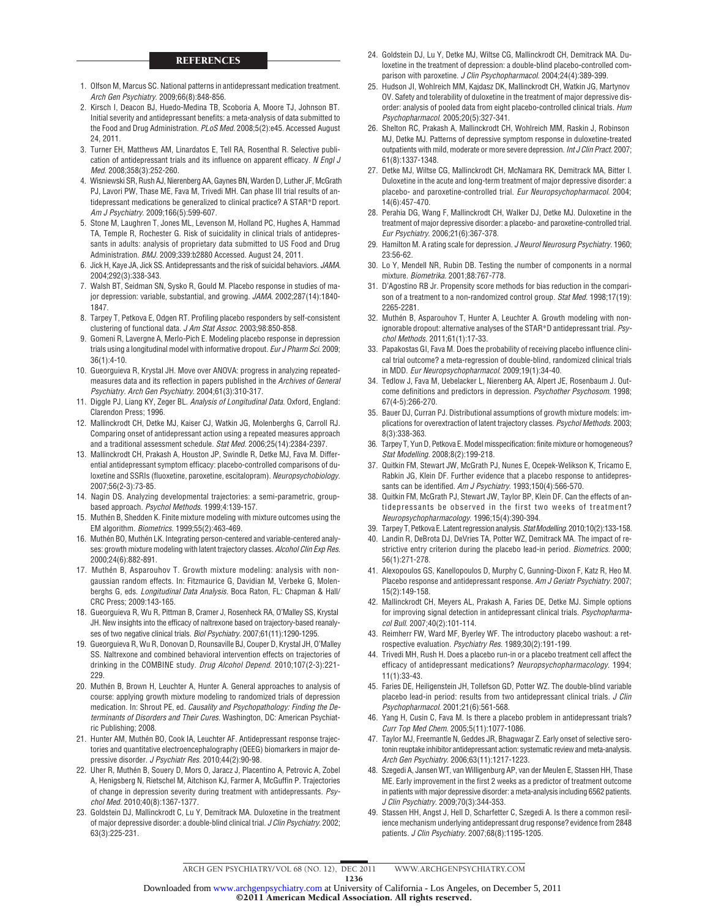## REFERENCES

1. Olfson M, Marcus SC. National patterns in antidepressant medication treatment. *Arch Gen Psychiatry*. 2009;66(8):848-856.
2. Kirsch I, Deacon BJ, Huedo-Medina TB, Scoboria A, Moore TJ, Johnson BT. Initial severity and antidepressant benefits: a meta-analysis of data submitted to the Food and Drug Administration. *PLoS Med*. 2008;5(2):e45. Accessed August 24, 2011.
3. Turner EH, Matthews AM, Linardatos E, Tell RA, Rosenthal R. Selective publication of antidepressant trials and its influence on apparent efficacy. *N Engl J Med*. 2008;358(3):252-260.
4. Wisniewski SR, Rush AJ, Nierenberg AA, Gaynes BN, Warden D, Luther JF, McGrath PJ, Lavori PW, Thase ME, Fava M, Trivedi MH. Can phase III trial results of antidepressant medications be generalized to clinical practice? A STAR*D report. *Am J Psychiatry*. 2009;166(5):599-607.
5. Stone M, Laughren T, Jones ML, Levenson M, Holland PC, Hughes A, Hammad TA, Temple R, Rochester G. Risk of suicidality in clinical trials of antidepressants in adults: analysis of proprietary data submitted to US Food and Drug Administration. *BMJ*. 2009;339:b2880 Accessed. August 24, 2011.
6. Jick H, Kaye JA, Jick SS. Antidepressants and the risk of suicidal behaviors. *JAMA*. 2004;292(3):338-343.
7. Walsh BT, Seidman SN, Sysko R, Gould M. Placebo response in studies of major depression: variable, substantial, and growing. *JAMA*. 2002;287(14):1840-1847.
8. Tarpey T, Petkova E, Odgen RT. Profiling placebo responders by self-consistent clustering of functional data. *J Am Stat Assoc*. 2003;98:850-858.
9. Gomeni R, Lavergne A, Merlo-Pich E. Modeling placebo response in depression trials using a longitudinal model with informative dropout. *Eur J Pharm Sci*. 2009;36(1):4-10.
10. Gueorguieva R, Krystal JH. Move over ANOVA: progress in analyzing repeated-measures data and its reflection in papers published in the *Archives of General Psychiatry*. *Arch Gen Psychiatry*. 2004;61(3):310-317.
11. Diggle PJ, Liang KY, Zeger BL. *Analysis of Longitudinal Data*. Oxford, England: Clarendon Press; 1996.
12. Mallinckrodt CH, Detke MJ, Kaiser CJ, Watkin JG, Molenberghs G, Carroll RJ. Comparing onset of antidepressant action using a repeated measures approach and a traditional assessment schedule. *Stat Med*. 2006;25(14):2384-2397.
13. Mallinckrodt CH, Prakash A, Houston JP, Swindle R, Detke MJ, Fava M. Differential antidepressant symptom efficacy: placebo-controlled comparisons of duloxetine and SSRIs (fluoxetine, paroxetine, escitalopram). *Neuropsychobiology*. 2007;56(2-3):73-85.
14. Nagin DS. Analyzing developmental trajectories: a semi-parametric, group-based approach. *Psychol Methods*. 1999;4:139-157.
15. Muthén B, Shedden K. Finite mixture modeling with mixture outcomes using the EM algorithm. *Biometrics*. 1999;55(2):463-469.
16. Muthén BO, Muthén LK. Integrating person-centered and variable-centered analyses: growth mixture modeling with latent trajectory classes. *Alcohol Clin Exp Res*. 2000;24(6):882-891.
17. Muthén B, Asparouhov T. Growth mixture modeling: analysis with non-gaussian random effects. In: Fitzmaurice G, Davidian M, Verbeke G, Molenberghs G, eds. *Longitudinal Data Analysis*. Boca Raton, FL: Chapman & Hall/CRC Press; 2009:143-165.
18. Gueorguieva R, Wu R, Pittman B, Cramer J, Rosenheck RA, O'Malley SS, Krystal JH. New insights into the efficacy of naltrexone based on trajectory-based reanalyses of two negative clinical trials. *Biol Psychiatry*. 2007;61(11):1290-1295.
19. Gueorguieva R, Wu R, Donovan D, Rounsaville BJ, Couper D, Krystal JH, O'Malley SS. Naltrexone and combined behavioral intervention effects on trajectories of drinking in the COMBINE study. *Drug Alcohol Depend*. 2010;107(2-3):221-229.
20. Muthén B, Brown H, Leuchter A, Hunter A. General approaches to analysis of course: applying growth mixture modeling to randomized trials of depression medication. In: Shrout PE, ed. *Causality and Psychopathology: Finding the Determinants of Disorders and Their Cures*. Washington, DC: American Psychiatric Publishing; 2008.
21. Hunter AM, Muthén BO, Cook IA, Leuchter AF. Antidepressant response trajectories and quantitative electroencephalography (QEEG) biomarkers in major depressive disorder. *J Psychiatr Res*. 2010;44(2):90-98.
22. Uher R, Muthén B, Souery D, Mors O, Jaracz J, Placentino A, Petrovic A, Zobel A, Henigsberg N, Rietschel M, Aitchison KJ, Farmer A, McGuffin P. Trajectories of change in depression severity during treatment with antidepressants. *Psychol Med*. 2010;40(8):1367-1377.
23. Goldstein DJ, Mallinckrodt C, Lu Y, Demitrack MA. Duloxetine in the treatment of major depressive disorder: a double-blind clinical trial. *J Clin Psychiatry*. 2002;63(3):225-231.
24. Goldstein DJ, Lu Y, Detke MJ, Wiltse CG, Mallinckrodt CH, Demitrack MA. Duloxetine in the treatment of depression: a double-blind placebo-controlled comparison with paroxetine. *J Clin Psychopharmacol*. 2004;24(4):389-399.
25. Hudson JI, Wohlreich MM, Kajdasz DK, Mallinckrodt CH, Watkin JG, Martynov OV. Safety and tolerability of duloxetine in the treatment of major depressive disorder: analysis of pooled data from eight placebo-controlled clinical trials. *Hum Psychopharmacol*. 2005;20(5):327-341.
26. Shelton RC, Prakash A, Mallinckrodt CH, Wohlreich MM, Raskin J, Robinson MJ, Detke MJ. Patterns of depressive symptom response in duloxetine-treated outpatients with mild, moderate or more severe depression. *Int J Clin Pract*. 2007;61(8):1337-1348.
27. Detke MJ, Wiltse CG, Mallinckrodt CH, McNamara RK, Demitrack MA, Bitter I. Duloxetine in the acute and long-term treatment of major depressive disorder: a placebo- and paroxetine-controlled trial. *Eur Neuropsychopharmacol*. 2004;14(6):457-470.
28. Perahia DG, Wang F, Mallinckrodt CH, Walker DJ, Detke MJ. Duloxetine in the treatment of major depressive disorder: a placebo- and paroxetine-controlled trial. *Eur Psychiatry*. 2006;21(6):367-378.
29. Hamilton M. A rating scale for depression. *J Neurol Neurosurg Psychiatry*. 1960;23:56-62.
30. Lo Y, Mendell NR, Rubin DB. Testing the number of components in a normal mixture. *Biometrika*. 2001;88:767-778.
31. D'Agostino RB Jr. Propensity score methods for bias reduction in the comparison of a treatment to a non-randomized control group. *Stat Med*. 1998;17(19):2265-2281.
32. Muthén B, Asparouhov T, Hunter A, Leuchter A. Growth modeling with non-ignorable dropout: alternative analyses of the STAR*D antidepressant trial. *Psychol Methods*. 2011;61(1):17-33.
33. Papakostas GI, Fava M. Does the probability of receiving placebo influence clinical trial outcome? a meta-regression of double-blind, randomized clinical trials in MDD. *Eur Neuropsychopharmacol*. 2009;19(1):34-40.
34. Tedlow J, Fava M, Uebelacker L, Nierenberg AA, Alpert JE, Rosenbaum J. Outcome definitions and predictors in depression. *Psychother Psychosom*. 1998;67(4-5):266-270.
35. Bauer DJ, Curran PJ. Distributional assumptions of growth mixture models: implications for overextraction of latent trajectory classes. *Psychol Methods*. 2003;8(3):338-363.
36. Tarpey T, Yun D, Petkova E. Model misspecification: finite mixture or homogeneous? *Stat Modelling*. 2008;8(2):199-218.
37. Quitkin FM, Stewart JW, McGrath PJ, Nunes E, Ocepek-Welikson K, Tricamo E, Rabkin JG, Klein DF. Further evidence that a placebo response to antidepressants can be identified. *Am J Psychiatry*. 1993;150(4):566-570.
38. Quitkin FM, McGrath PJ, Stewart JW, Taylor BP, Klein DF. Can the effects of antidepressants be observed in the first two weeks of treatment? *Neuropsychopharmacology*. 1996;15(4):390-394.
39. Tarpey T, Petkova E. Latent regression analysis. *Stat Modelling*. 2010;10(2):133-158.
40. Landin R, DeBrota DJ, DeVries TA, Potter WZ, Demitrack MA. The impact of restrictive entry criterion during the placebo lead-in period. *Biometrics*. 2000;56(1):271-278.
41. Alexopoulos GS, Kanellopoulos D, Murphy C, Gunning-Dixon F, Katz R, Heo M. Placebo response and antidepressant response. *Am J Geriatr Psychiatry*. 2007;15(2):149-158.
42. Mallinckrodt CH, Meyers AL, Prakash A, Faries DE, Detke MJ. Simple options for improving signal detection in antidepressant clinical trials. *Psychopharmacol Bull*. 2007;40(2):101-114.
43. Reimherr FW, Ward MF, Byerley WF. The introductory placebo washout: a retrospective evaluation. *Psychiatry Res*. 1989;30(2):191-199.
44. Trivedi MH, Rush H. Does a placebo run-in or a placebo treatment cell affect the efficacy of antidepressant medications? *Neuropsychopharmacology*. 1994;11(1):33-43.
45. Faries DE, Heiligenstein JH, Tollefson GD, Potter WZ. The double-blind variable placebo lead-in period: results from two antidepressant clinical trials. *J Clin Psychopharmacol*. 2001;21(6):561-568.
46. Yang H, Cusin C, Fava M. Is there a placebo problem in antidepressant trials? *Curr Top Med Chem*. 2005;5(11):1077-1086.
47. Taylor MJ, Freemantle N, Geddes JR, Bhagwagar Z. Early onset of selective serotonin reuptake inhibitor antidepressant action: systematic review and meta-analysis. *Arch Gen Psychiatry*. 2006;63(11):1217-1223.
48. Szegedi A, Jansen WT, van Willigenburg AP, van der Meulen E, Stassen HH, Thase ME. Early improvement in the first 2 weeks as a predictor of treatment outcome in patients with major depressive disorder: a meta-analysis including 6562 patients. *J Clin Psychiatry*. 2009;70(3):344-353.
49. Stassen HH, Angst J, Hell D, Scharfetter C, Szegedi A. Is there a common resilience mechanism underlying antidepressant drug response? evidence from 2848 patients. *J Clin Psychiatry*. 2007;68(8):1195-1205.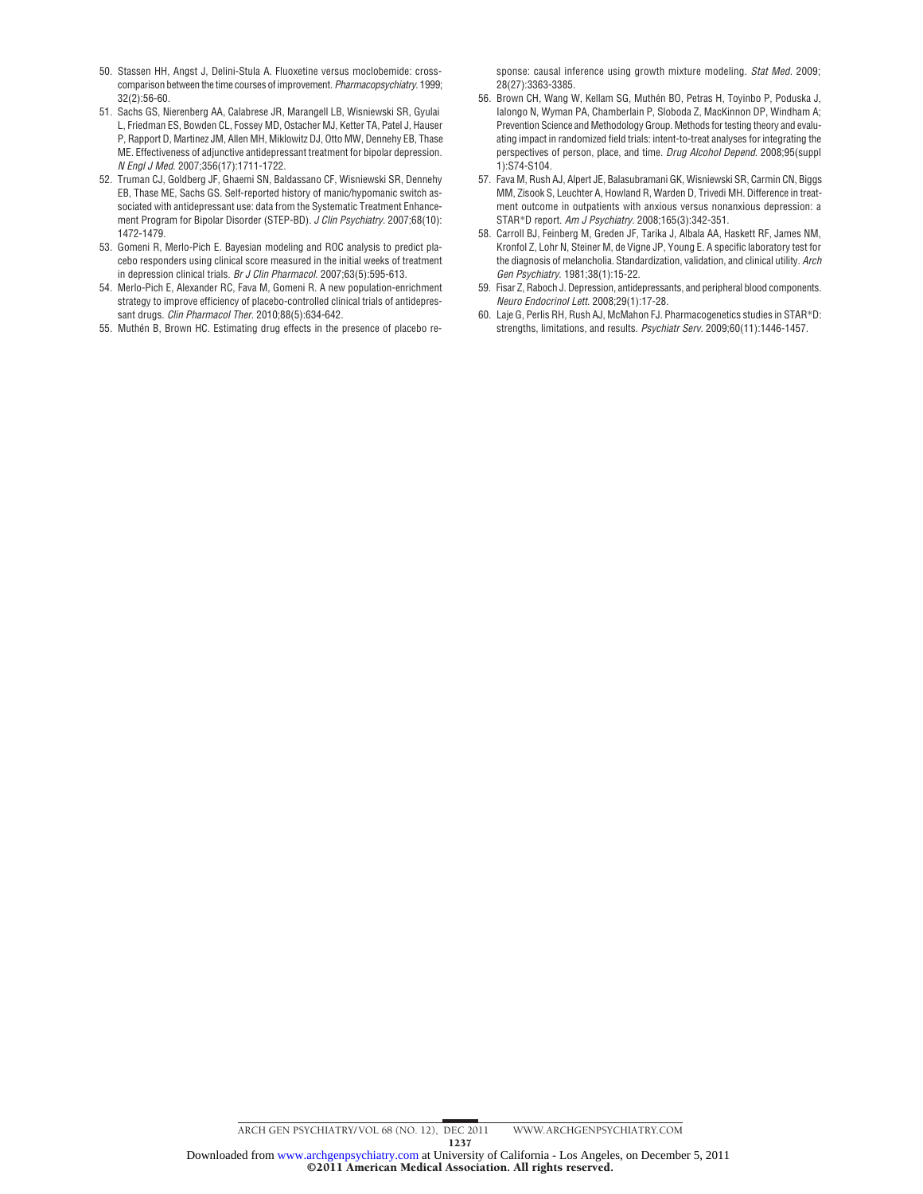50. Stassen HH, Angst J, Delini-Stula A. Fluoxetine versus moclobemide: cross-comparison between the time courses of improvement. *Pharmacopsychiatry*. 1999; 32(2):56-60.
51. Sachs GS, Nierenberg AA, Calabrese JR, Marangell LB, Wisniewski SR, Gyulai L, Friedman ES, Bowden CL, Fossey MD, Ostacher MJ, Ketter TA, Patel J, Hauser P, Rapport D, Martinez JM, Allen MH, Miklowitz DJ, Otto MW, Dennehy EB, Thase ME. Effectiveness of adjunctive antidepressant treatment for bipolar depression. *N Engl J Med*. 2007;356(17):1711-1722.
52. Truman CJ, Goldberg JF, Ghaemi SN, Baldassano CF, Wisniewski SR, Dennehy EB, Thase ME, Sachs GS. Self-reported history of manic/hypomanic switch associated with antidepressant use: data from the Systematic Treatment Enhancement Program for Bipolar Disorder (STEP-BD). *J Clin Psychiatry*. 2007;68(10): 1472-1479.
53. Gomeni R, Merlo-Pich E. Bayesian modeling and ROC analysis to predict placebo responders using clinical score measured in the initial weeks of treatment in depression clinical trials. *Br J Clin Pharmacol*. 2007;63(5):595-613.
54. Merlo-Pich E, Alexander RC, Fava M, Gomeni R. A new population-enrichment strategy to improve efficiency of placebo-controlled clinical trials of antidepressant drugs. *Clin Pharmacol Ther*. 2010;88(5):634-642.
55. Muthén B, Brown HC. Estimating drug effects in the presence of placebo response: causal inference using growth mixture modeling. *Stat Med*. 2009; 28(27):3363-3385.
56. Brown CH, Wang W, Kellam SG, Muthén BO, Petras H, Toyinbo P, Poduska J, Ialongo N, Wyman PA, Chamberlain P, Sloboda Z, MacKinnon DP, Windham A; Prevention Science and Methodology Group. Methods for testing theory and evaluating impact in randomized field trials: intent-to-treat analyses for integrating the perspectives of person, place, and time. *Drug Alcohol Depend*. 2008;95(suppl 1):S74-S104.
57. Fava M, Rush AJ, Alpert JE, Balasubramani GK, Wisniewski SR, Carmin CN, Biggs MM, Zisook S, Leuchter A, Howland R, Warden D, Trivedi MH. Difference in treatment outcome in outpatients with anxious versus nonanxious depression: a STAR*D report. *Am J Psychiatry*. 2008;165(3):342-351.
58. Carroll BJ, Feinberg M, Greden JF, Tarika J, Albala AA, Haskett RF, James NM, Kronfol Z, Lohr N, Steiner M, de Vigne JP, Young E. A specific laboratory test for the diagnosis of melancholia. Standardization, validation, and clinical utility. *Arch Gen Psychiatry*. 1981;38(1):15-22.
59. Fisar Z, Raboch J. Depression, antidepressants, and peripheral blood components. *Neuro Endocrinol Lett*. 2008;29(1):17-28.
60. Laje G, Perlis RH, Rush AJ, McMahon FJ. Pharmacogenetics studies in STAR*D: strengths, limitations, and results. *Psychiatr Serv*. 2009;60(11):1446-1457.